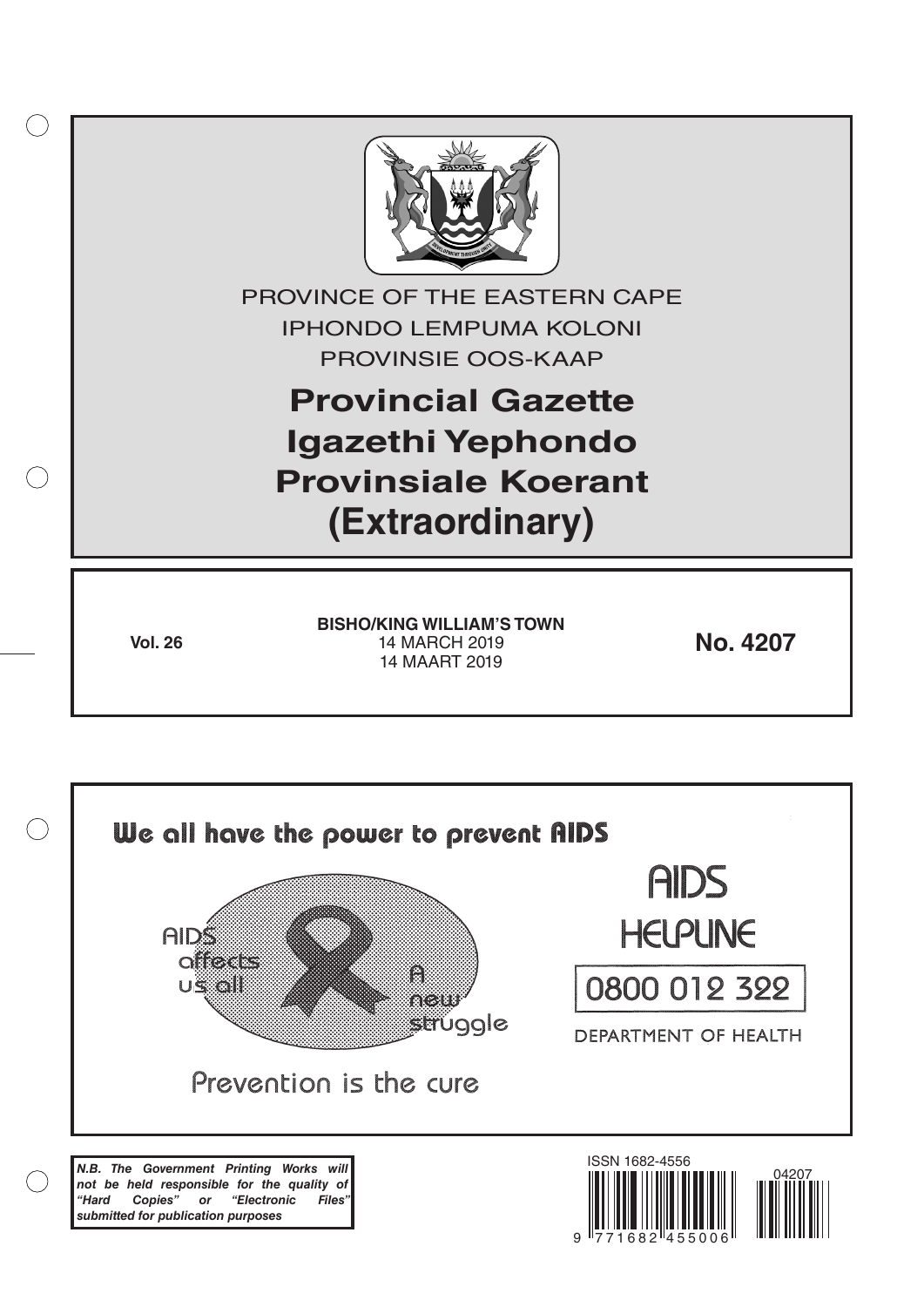PROVINCE OF THE EASTERN CAPE

IPHONDO LEMPUMA KOLONI

PROVINSIE OOS-KAAP

# Provincial Gazette
# Igazethi Yephondo
# Provinsiale Koerant
# (Extraordinary)

**Vol. 26**

**BISHO/KING WILLIAM'S TOWN**
14 MARCH 2019
14 MAART 2019

**No. 4207**

We all have the power to prevent AIDS

AIDS affects us all

A new struggle

Prevention is the cure

AIDS HELPLINE

0800 012 322

DEPARTMENT OF HEALTH

***N.B. The Government Printing Works will not be held responsible for the quality of "Hard Copies" or "Electronic Files" submitted for publication purposes***

ISSN 1682-4556

9 771682 455006

04207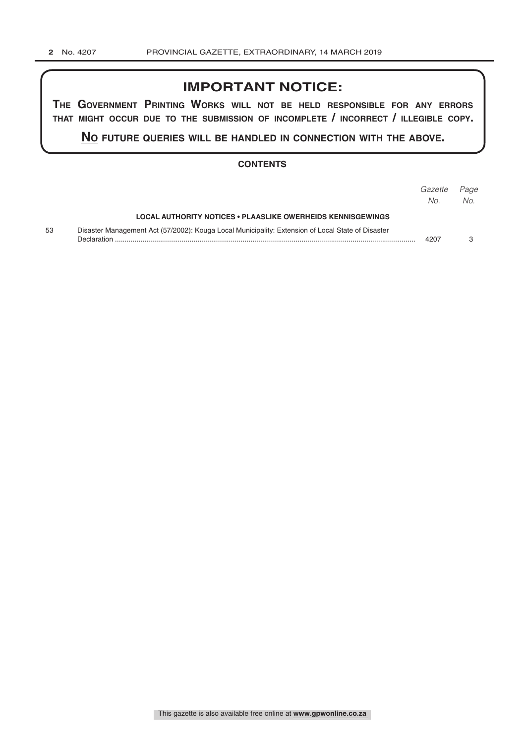# IMPORTANT NOTICE:

**THE GOVERNMENT PRINTING WORKS WILL NOT BE HELD RESPONSIBLE FOR ANY ERRORS THAT MIGHT OCCUR DUE TO THE SUBMISSION OF INCOMPLETE / INCORRECT / ILLEGIBLE COPY.**

**NO FUTURE QUERIES WILL BE HANDLED IN CONNECTION WITH THE ABOVE.**

## CONTENTS

| | | *Gazette No.* | *Page No.* |
|---|---|---|---|
| | **LOCAL AUTHORITY NOTICES • PLAASLIKE OWERHEIDS KENNISGEWINGS** | | |
| 53 | Disaster Management Act (57/2002): Kouga Local Municipality: Extension of Local State of Disaster Declaration | 4207 | 3 |

This gazette is also available free online at **www.gpwonline.co.za**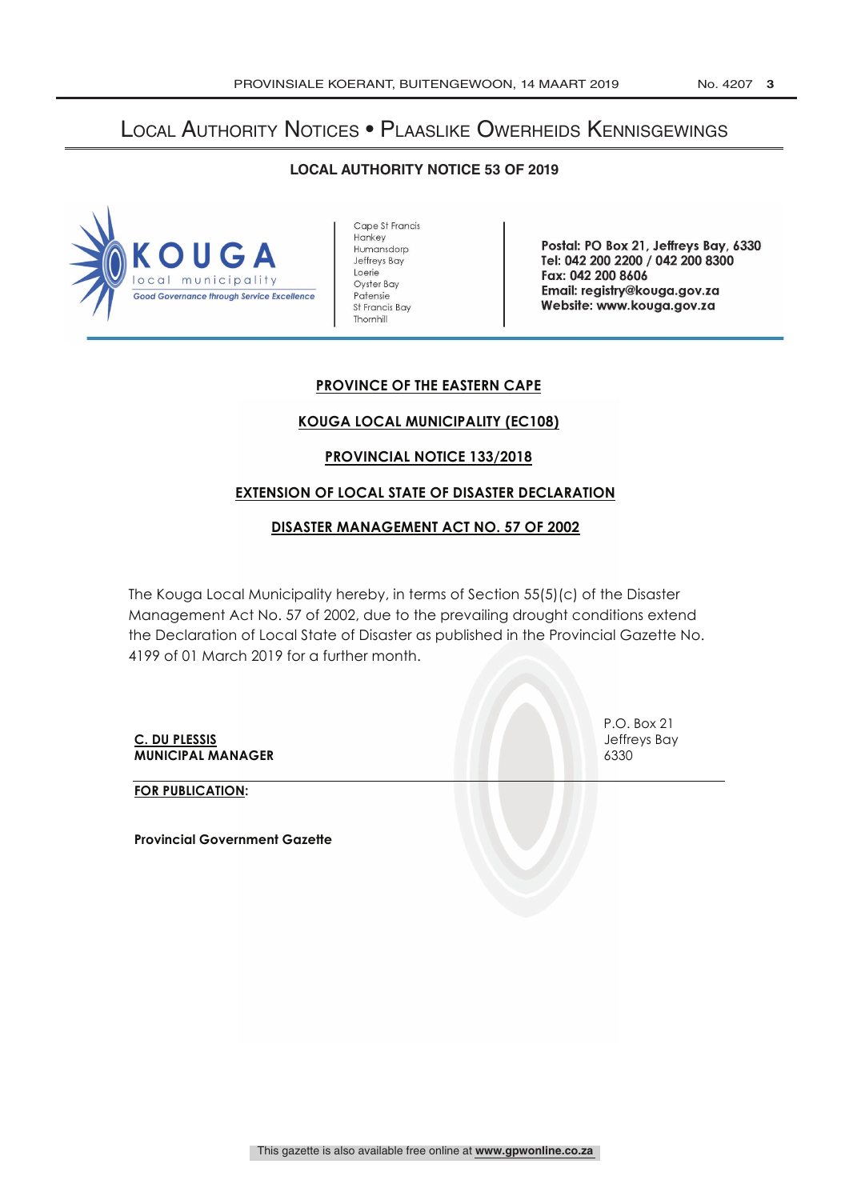# LOCAL AUTHORITY NOTICES • PLAASLIKE OWERHEIDS KENNISGEWINGS

## LOCAL AUTHORITY NOTICE 53 OF 2019

KOUGA
local municipality
*Good Governance through Service Excellence*

Cape St Francis
Hankey
Humansdorp
Jeffreys Bay
Loerie
Oyster Bay
Patensie
St Francis Bay
Thornhill

**Postal: PO Box 21, Jeffreys Bay, 6330**
**Tel: 042 200 2200 / 042 200 8300**
**Fax: 042 200 8606**
**Email: registry@kouga.gov.za**
**Website: www.kouga.gov.za**

**PROVINCE OF THE EASTERN CAPE**

**KOUGA LOCAL MUNICIPALITY (EC108)**

**PROVINCIAL NOTICE 133/2018**

**EXTENSION OF LOCAL STATE OF DISASTER DECLARATION**

**DISASTER MANAGEMENT ACT NO. 57 OF 2002**

The Kouga Local Municipality hereby, in terms of Section 55(5)(c) of the Disaster Management Act No. 57 of 2002, due to the prevailing drought conditions extend the Declaration of Local State of Disaster as published in the Provincial Gazette No. 4199 of 01 March 2019 for a further month.

**C. DU PLESSIS**
**MUNICIPAL MANAGER**

P.O. Box 21
Jeffreys Bay
6330

**FOR PUBLICATION:**

**Provincial Government Gazette**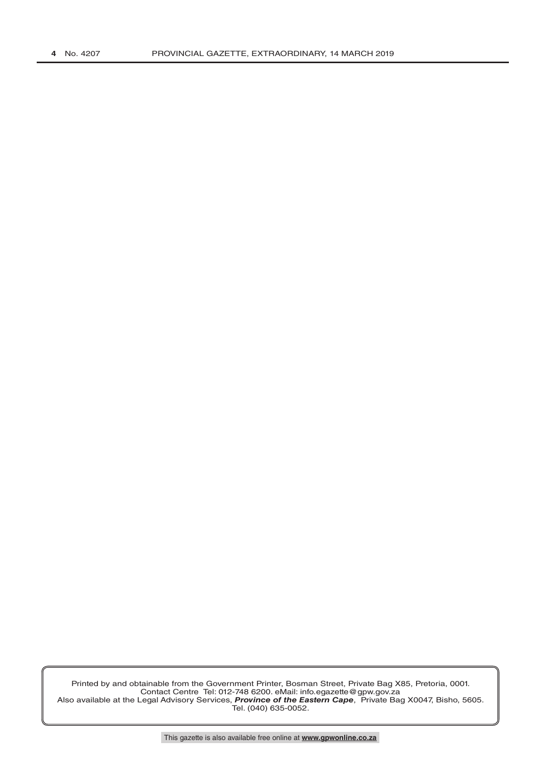Printed by and obtainable from the Government Printer, Bosman Street, Private Bag X85, Pretoria, 0001.
Contact Centre Tel: 012-748 6200. eMail: info.egazette@gpw.gov.za
Also available at the Legal Advisory Services, ***Province of the Eastern Cape***, Private Bag X0047, Bisho, 5605.
Tel. (040) 635-0052.